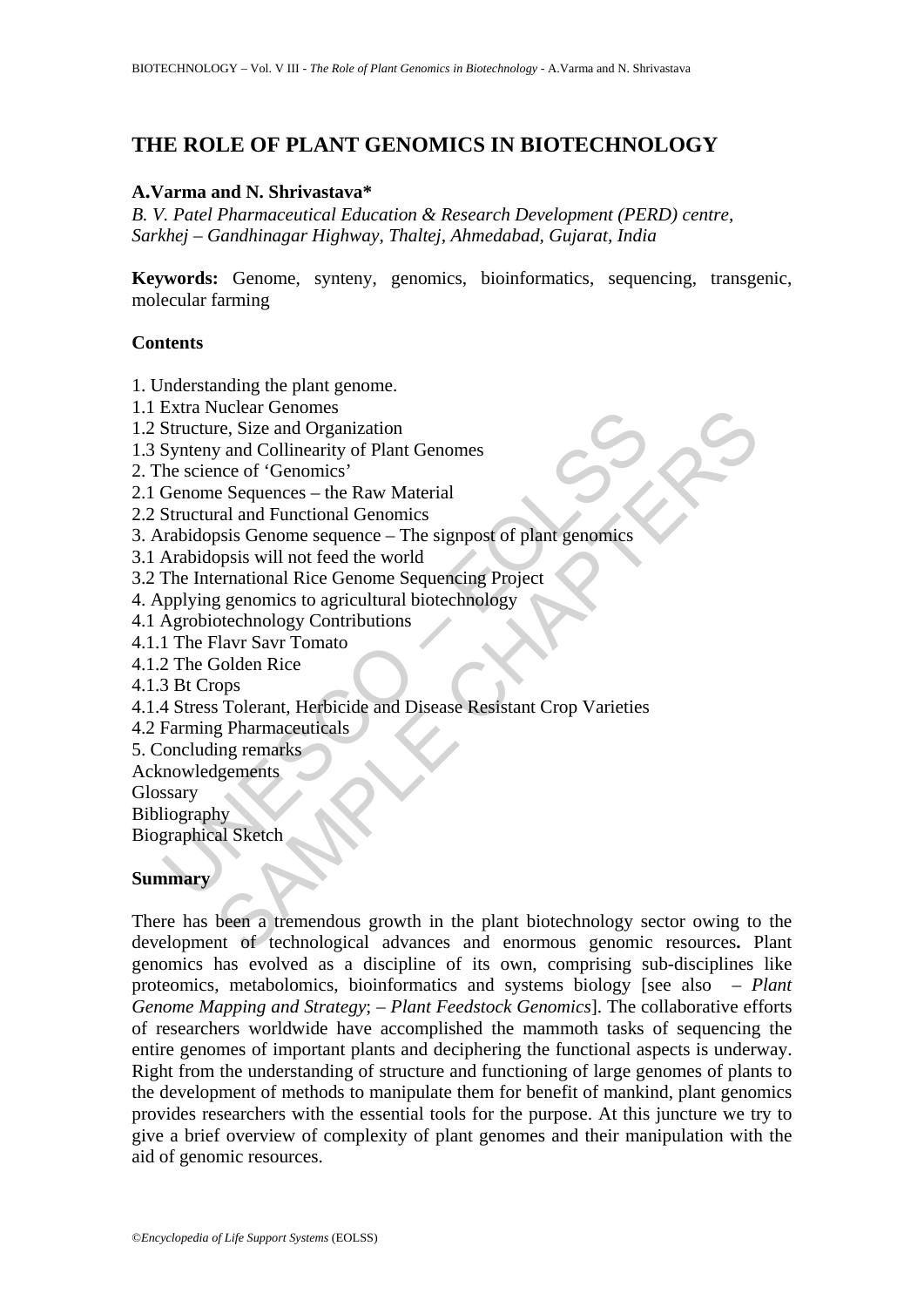# THE ROLE OF PLANT GENOMICS IN BIOTECHNOLOGY

**A.Varma and N. Shrivastava***

*B. V. Patel Pharmaceutical Education & Research Development (PERD) centre, Sarkhej – Gandhinagar Highway, Thaltej, Ahmedabad, Gujarat, India*

**Keywords:** Genome, synteny, genomics, bioinformatics, sequencing, transgenic, molecular farming

## Contents

1. Understanding the plant genome.
1.1 Extra Nuclear Genomes
1.2 Structure, Size and Organization
1.3 Synteny and Collinearity of Plant Genomes
2. The science of 'Genomics'
2.1 Genome Sequences – the Raw Material
2.2 Structural and Functional Genomics
3. Arabidopsis Genome sequence – The signpost of plant genomics
3.1 Arabidopsis will not feed the world
3.2 The International Rice Genome Sequencing Project
4. Applying genomics to agricultural biotechnology
4.1 Agrobiotechnology Contributions
4.1.1 The Flavr Savr Tomato
4.1.2 The Golden Rice
4.1.3 Bt Crops
4.1.4 Stress Tolerant, Herbicide and Disease Resistant Crop Varieties
4.2 Farming Pharmaceuticals
5. Concluding remarks
Acknowledgements
Glossary
Bibliography
Biographical Sketch

## Summary

There has been a tremendous growth in the plant biotechnology sector owing to the development of technological advances and enormous genomic resources**.** Plant genomics has evolved as a discipline of its own, comprising sub-disciplines like proteomics, metabolomics, bioinformatics and systems biology [see also – *Plant Genome Mapping and Strategy*; – *Plant Feedstock Genomics*]. The collaborative efforts of researchers worldwide have accomplished the mammoth tasks of sequencing the entire genomes of important plants and deciphering the functional aspects is underway. Right from the understanding of structure and functioning of large genomes of plants to the development of methods to manipulate them for benefit of mankind, plant genomics provides researchers with the essential tools for the purpose. At this juncture we try to give a brief overview of complexity of plant genomes and their manipulation with the aid of genomic resources.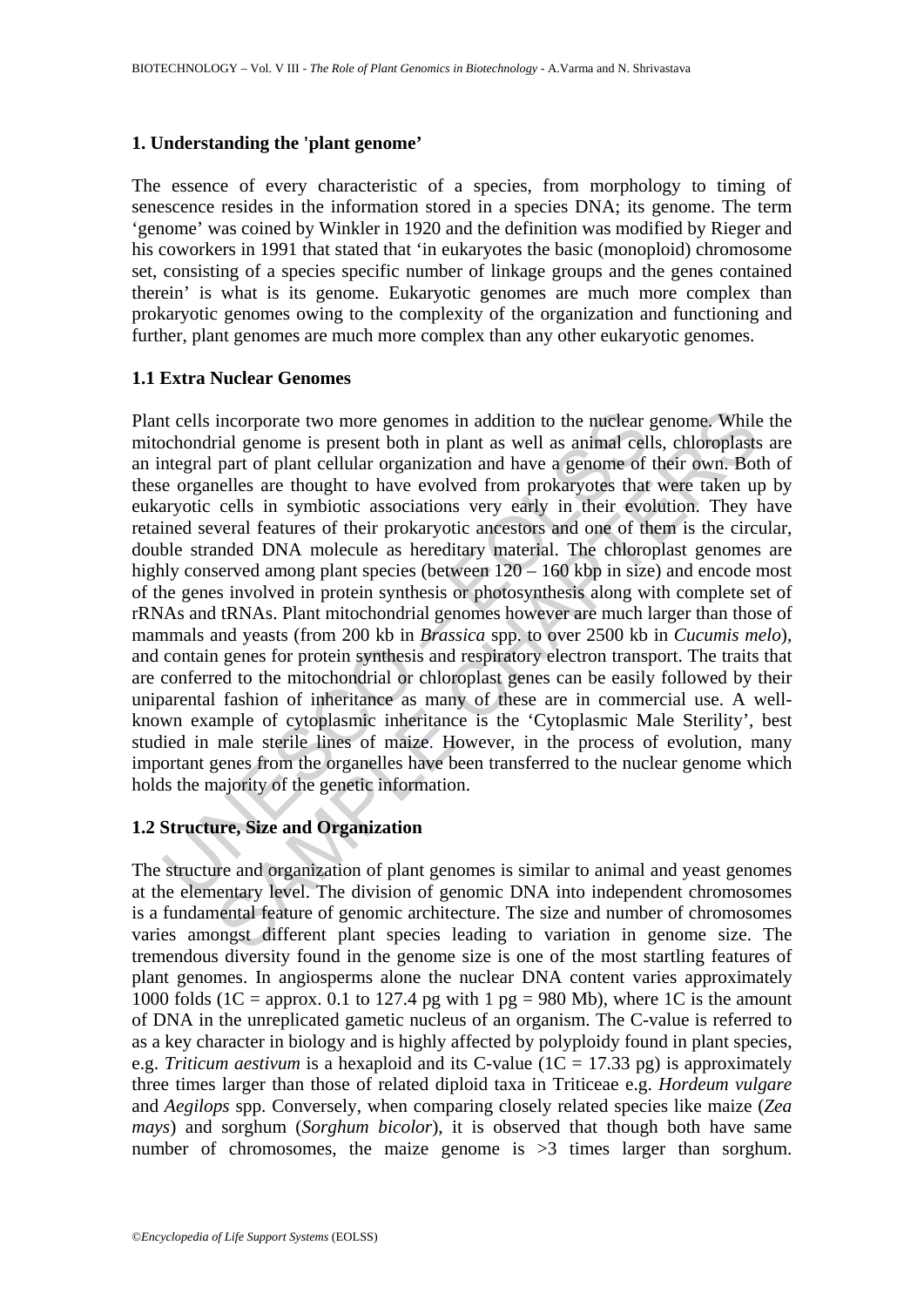## 1. Understanding the 'plant genome'

The essence of every characteristic of a species, from morphology to timing of senescence resides in the information stored in a species DNA; its genome. The term 'genome' was coined by Winkler in 1920 and the definition was modified by Rieger and his coworkers in 1991 that stated that 'in eukaryotes the basic (monoploid) chromosome set, consisting of a species specific number of linkage groups and the genes contained therein' is what is its genome. Eukaryotic genomes are much more complex than prokaryotic genomes owing to the complexity of the organization and functioning and further, plant genomes are much more complex than any other eukaryotic genomes.

### 1.1 Extra Nuclear Genomes

Plant cells incorporate two more genomes in addition to the nuclear genome. While the mitochondrial genome is present both in plant as well as animal cells, chloroplasts are an integral part of plant cellular organization and have a genome of their own. Both of these organelles are thought to have evolved from prokaryotes that were taken up by eukaryotic cells in symbiotic associations very early in their evolution. They have retained several features of their prokaryotic ancestors and one of them is the circular, double stranded DNA molecule as hereditary material. The chloroplast genomes are highly conserved among plant species (between 120 – 160 kbp in size) and encode most of the genes involved in protein synthesis or photosynthesis along with complete set of rRNAs and tRNAs. Plant mitochondrial genomes however are much larger than those of mammals and yeasts (from 200 kb in *Brassica* spp. to over 2500 kb in *Cucumis melo*), and contain genes for protein synthesis and respiratory electron transport. The traits that are conferred to the mitochondrial or chloroplast genes can be easily followed by their uniparental fashion of inheritance as many of these are in commercial use. A well-known example of cytoplasmic inheritance is the 'Cytoplasmic Male Sterility', best studied in male sterile lines of maize. However, in the process of evolution, many important genes from the organelles have been transferred to the nuclear genome which holds the majority of the genetic information.

### 1.2 Structure, Size and Organization

The structure and organization of plant genomes is similar to animal and yeast genomes at the elementary level. The division of genomic DNA into independent chromosomes is a fundamental feature of genomic architecture. The size and number of chromosomes varies amongst different plant species leading to variation in genome size. The tremendous diversity found in the genome size is one of the most startling features of plant genomes. In angiosperms alone the nuclear DNA content varies approximately 1000 folds (1C = approx. 0.1 to 127.4 pg with 1 pg = 980 Mb), where 1C is the amount of DNA in the unreplicated gametic nucleus of an organism. The C-value is referred to as a key character in biology and is highly affected by polyploidy found in plant species, e.g. *Triticum aestivum* is a hexaploid and its C-value (1C = 17.33 pg) is approximately three times larger than those of related diploid taxa in Triticeae e.g. *Hordeum vulgare* and *Aegilops* spp. Conversely, when comparing closely related species like maize (*Zea mays*) and sorghum (*Sorghum bicolor*), it is observed that though both have same number of chromosomes, the maize genome is >3 times larger than sorghum.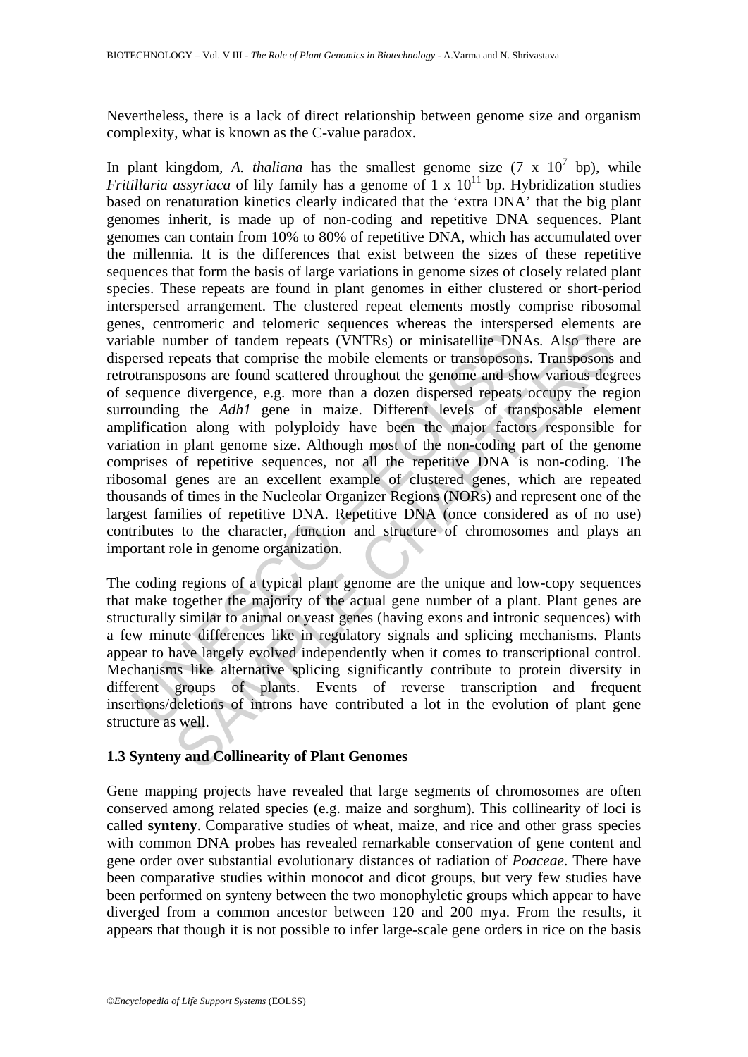Nevertheless, there is a lack of direct relationship between genome size and organism complexity, what is known as the C-value paradox.

In plant kingdom, *A. thaliana* has the smallest genome size ($7 \times 10^7$ bp), while *Fritillaria assyriaca* of lily family has a genome of $1 \times 10^{11}$ bp. Hybridization studies based on renaturation kinetics clearly indicated that the 'extra DNA' that the big plant genomes inherit, is made up of non-coding and repetitive DNA sequences. Plant genomes can contain from 10% to 80% of repetitive DNA, which has accumulated over the millennia. It is the differences that exist between the sizes of these repetitive sequences that form the basis of large variations in genome sizes of closely related plant species. These repeats are found in plant genomes in either clustered or short-period interspersed arrangement. The clustered repeat elements mostly comprise ribosomal genes, centromeric and telomeric sequences whereas the interspersed elements are variable number of tandem repeats (VNTRs) or minisatellite DNAs. Also there are dispersed repeats that comprise the mobile elements or transoposons. Transposons and retrotransposons are found scattered throughout the genome and show various degrees of sequence divergence, e.g. more than a dozen dispersed repeats occupy the region surrounding the *Adh1* gene in maize. Different levels of transposable element amplification along with polyploidy have been the major factors responsible for variation in plant genome size. Although most of the non-coding part of the genome comprises of repetitive sequences, not all the repetitive DNA is non-coding. The ribosomal genes are an excellent example of clustered genes, which are repeated thousands of times in the Nucleolar Organizer Regions (NORs) and represent one of the largest families of repetitive DNA. Repetitive DNA (once considered as of no use) contributes to the character, function and structure of chromosomes and plays an important role in genome organization.

The coding regions of a typical plant genome are the unique and low-copy sequences that make together the majority of the actual gene number of a plant. Plant genes are structurally similar to animal or yeast genes (having exons and intronic sequences) with a few minute differences like in regulatory signals and splicing mechanisms. Plants appear to have largely evolved independently when it comes to transcriptional control. Mechanisms like alternative splicing significantly contribute to protein diversity in different groups of plants. Events of reverse transcription and frequent insertions/deletions of introns have contributed a lot in the evolution of plant gene structure as well.

### 1.3 Synteny and Collinearity of Plant Genomes

Gene mapping projects have revealed that large segments of chromosomes are often conserved among related species (e.g. maize and sorghum). This collinearity of loci is called **synteny**. Comparative studies of wheat, maize, and rice and other grass species with common DNA probes has revealed remarkable conservation of gene content and gene order over substantial evolutionary distances of radiation of *Poaceae*. There have been comparative studies within monocot and dicot groups, but very few studies have been performed on synteny between the two monophyletic groups which appear to have diverged from a common ancestor between 120 and 200 mya. From the results, it appears that though it is not possible to infer large-scale gene orders in rice on the basis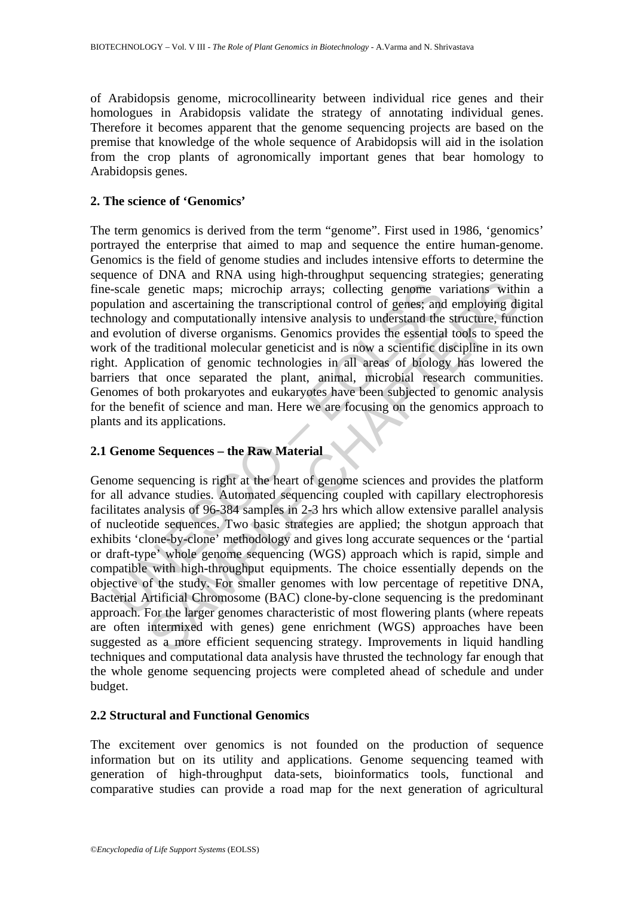of Arabidopsis genome, microcollinearity between individual rice genes and their homologues in Arabidopsis validate the strategy of annotating individual genes. Therefore it becomes apparent that the genome sequencing projects are based on the premise that knowledge of the whole sequence of Arabidopsis will aid in the isolation from the crop plants of agronomically important genes that bear homology to Arabidopsis genes.

## 2. The science of 'Genomics'

The term genomics is derived from the term "genome". First used in 1986, 'genomics' portrayed the enterprise that aimed to map and sequence the entire human-genome. Genomics is the field of genome studies and includes intensive efforts to determine the sequence of DNA and RNA using high-throughput sequencing strategies; generating fine-scale genetic maps; microchip arrays; collecting genome variations within a population and ascertaining the transcriptional control of genes; and employing digital technology and computationally intensive analysis to understand the structure, function and evolution of diverse organisms. Genomics provides the essential tools to speed the work of the traditional molecular geneticist and is now a scientific discipline in its own right. Application of genomic technologies in all areas of biology has lowered the barriers that once separated the plant, animal, microbial research communities. Genomes of both prokaryotes and eukaryotes have been subjected to genomic analysis for the benefit of science and man. Here we are focusing on the genomics approach to plants and its applications.

### 2.1 Genome Sequences – the Raw Material

Genome sequencing is right at the heart of genome sciences and provides the platform for all advance studies. Automated sequencing coupled with capillary electrophoresis facilitates analysis of 96-384 samples in 2-3 hrs which allow extensive parallel analysis of nucleotide sequences. Two basic strategies are applied; the shotgun approach that exhibits 'clone-by-clone' methodology and gives long accurate sequences or the 'partial or draft-type' whole genome sequencing (WGS) approach which is rapid, simple and compatible with high-throughput equipments. The choice essentially depends on the objective of the study. For smaller genomes with low percentage of repetitive DNA, Bacterial Artificial Chromosome (BAC) clone-by-clone sequencing is the predominant approach. For the larger genomes characteristic of most flowering plants (where repeats are often intermixed with genes) gene enrichment (WGS) approaches have been suggested as a more efficient sequencing strategy. Improvements in liquid handling techniques and computational data analysis have thrusted the technology far enough that the whole genome sequencing projects were completed ahead of schedule and under budget.

### 2.2 Structural and Functional Genomics

The excitement over genomics is not founded on the production of sequence information but on its utility and applications. Genome sequencing teamed with generation of high-throughput data-sets, bioinformatics tools, functional and comparative studies can provide a road map for the next generation of agricultural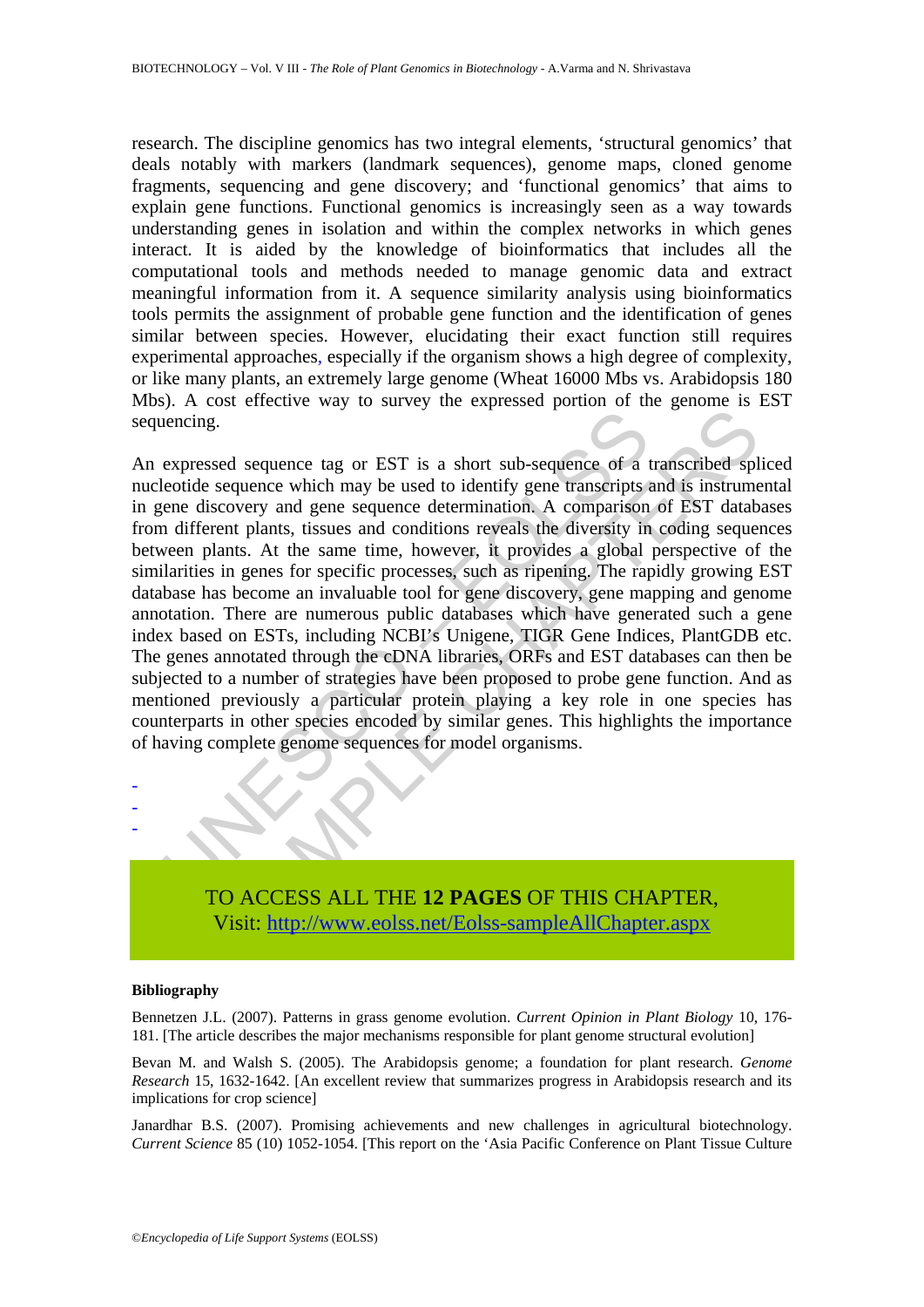research. The discipline genomics has two integral elements, 'structural genomics' that deals notably with markers (landmark sequences), genome maps, cloned genome fragments, sequencing and gene discovery; and 'functional genomics' that aims to explain gene functions. Functional genomics is increasingly seen as a way towards understanding genes in isolation and within the complex networks in which genes interact. It is aided by the knowledge of bioinformatics that includes all the computational tools and methods needed to manage genomic data and extract meaningful information from it. A sequence similarity analysis using bioinformatics tools permits the assignment of probable gene function and the identification of genes similar between species. However, elucidating their exact function still requires experimental approaches, especially if the organism shows a high degree of complexity, or like many plants, an extremely large genome (Wheat 16000 Mbs vs. Arabidopsis 180 Mbs). A cost effective way to survey the expressed portion of the genome is EST sequencing.

An expressed sequence tag or EST is a short sub-sequence of a transcribed spliced nucleotide sequence which may be used to identify gene transcripts and is instrumental in gene discovery and gene sequence determination. A comparison of EST databases from different plants, tissues and conditions reveals the diversity in coding sequences between plants. At the same time, however, it provides a global perspective of the similarities in genes for specific processes, such as ripening. The rapidly growing EST database has become an invaluable tool for gene discovery, gene mapping and genome annotation. There are numerous public databases which have generated such a gene index based on ESTs, including NCBI's Unigene, TIGR Gene Indices, PlantGDB etc. The genes annotated through the cDNA libraries, ORFs and EST databases can then be subjected to a number of strategies have been proposed to probe gene function. And as mentioned previously a particular protein playing a key role in one species has counterparts in other species encoded by similar genes. This highlights the importance of having complete genome sequences for model organisms.

-
-
-

TO ACCESS ALL THE **12 PAGES** OF THIS CHAPTER,
Visit: http://www.eolss.net/Eolss-sampleAllChapter.aspx

**Bibliography**

Bennetzen J.L. (2007). Patterns in grass genome evolution. *Current Opinion in Plant Biology* 10, 176-181. [The article describes the major mechanisms responsible for plant genome structural evolution]

Bevan M. and Walsh S. (2005). The Arabidopsis genome; a foundation for plant research. *Genome Research* 15, 1632-1642. [An excellent review that summarizes progress in Arabidopsis research and its implications for crop science]

Janardhar B.S. (2007). Promising achievements and new challenges in agricultural biotechnology. *Current Science* 85 (10) 1052-1054. [This report on the 'Asia Pacific Conference on Plant Tissue Culture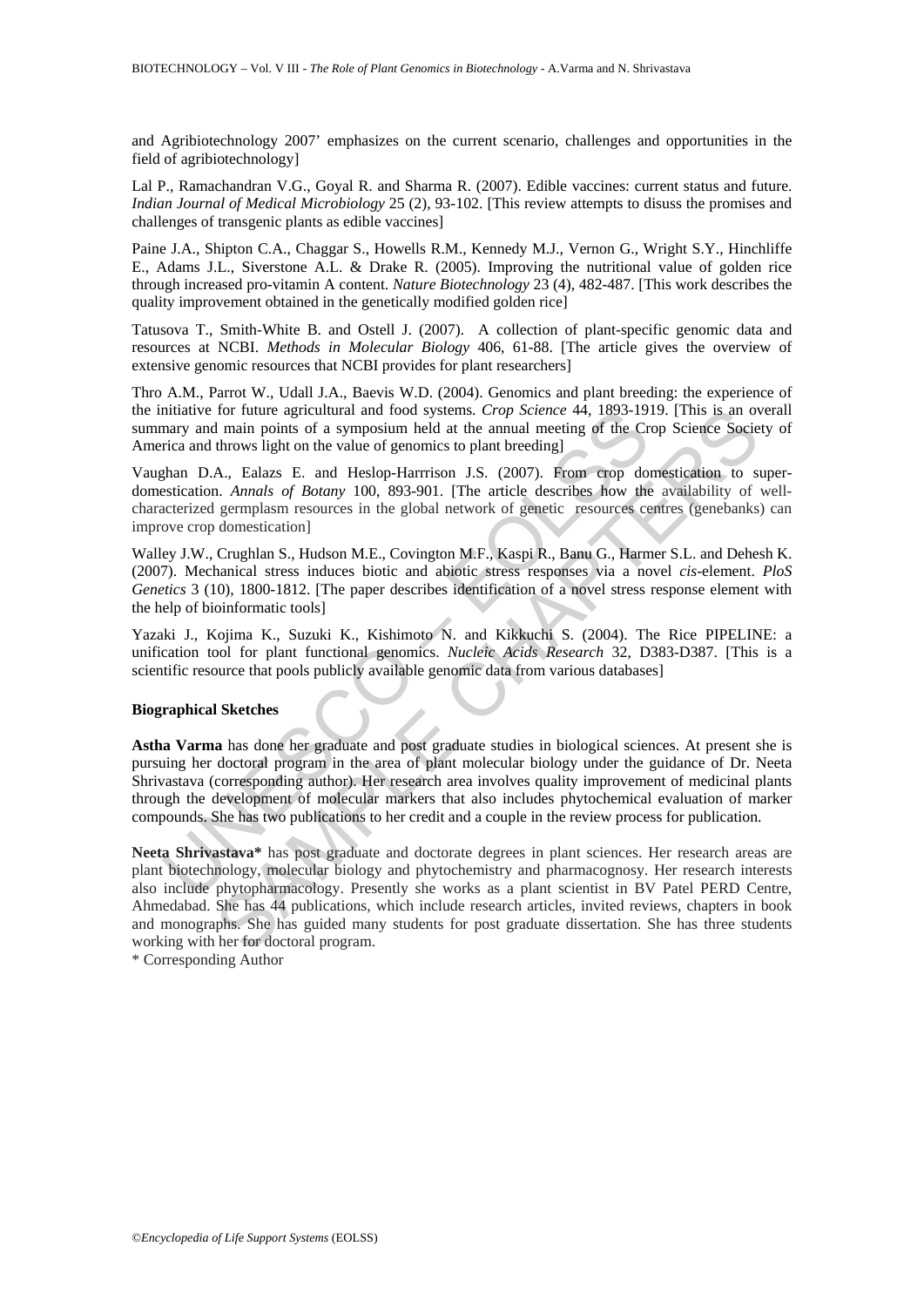and Agribiotechnology 2007' emphasizes on the current scenario, challenges and opportunities in the field of agribiotechnology]

Lal P., Ramachandran V.G., Goyal R. and Sharma R. (2007). Edible vaccines: current status and future. *Indian Journal of Medical Microbiology* 25 (2), 93-102. [This review attempts to disuss the promises and challenges of transgenic plants as edible vaccines]

Paine J.A., Shipton C.A., Chaggar S., Howells R.M., Kennedy M.J., Vernon G., Wright S.Y., Hinchliffe E., Adams J.L., Siverstone A.L. & Drake R. (2005). Improving the nutritional value of golden rice through increased pro-vitamin A content. *Nature Biotechnology* 23 (4), 482-487. [This work describes the quality improvement obtained in the genetically modified golden rice]

Tatusova T., Smith-White B. and Ostell J. (2007). A collection of plant-specific genomic data and resources at NCBI. *Methods in Molecular Biology* 406, 61-88. [The article gives the overview of extensive genomic resources that NCBI provides for plant researchers]

Thro A.M., Parrot W., Udall J.A., Baevis W.D. (2004). Genomics and plant breeding: the experience of the initiative for future agricultural and food systems. *Crop Science* 44, 1893-1919. [This is an overall summary and main points of a symposium held at the annual meeting of the Crop Science Society of America and throws light on the value of genomics to plant breeding]

Vaughan D.A., Ealazs E. and Heslop-Harrrison J.S. (2007). From crop domestication to super-domestication. *Annals of Botany* 100, 893-901. [The article describes how the availability of well-characterized germplasm resources in the global network of genetic resources centres (genebanks) can improve crop domestication]

Walley J.W., Crughlan S., Hudson M.E., Covington M.F., Kaspi R., Banu G., Harmer S.L. and Dehesh K. (2007). Mechanical stress induces biotic and abiotic stress responses via a novel *cis*-element. *PloS Genetics* 3 (10), 1800-1812. [The paper describes identification of a novel stress response element with the help of bioinformatic tools]

Yazaki J., Kojima K., Suzuki K., Kishimoto N. and Kikkuchi S. (2004). The Rice PIPELINE: a unification tool for plant functional genomics. *Nucleic Acids Research* 32, D383-D387. [This is a scientific resource that pools publicly available genomic data from various databases]

**Biographical Sketches**

**Astha Varma** has done her graduate and post graduate studies in biological sciences. At present she is pursuing her doctoral program in the area of plant molecular biology under the guidance of Dr. Neeta Shrivastava (corresponding author). Her research area involves quality improvement of medicinal plants through the development of molecular markers that also includes phytochemical evaluation of marker compounds. She has two publications to her credit and a couple in the review process for publication.

**Neeta Shrivastava*** has post graduate and doctorate degrees in plant sciences. Her research areas are plant biotechnology, molecular biology and phytochemistry and pharmacognosy. Her research interests also include phytopharmacology. Presently she works as a plant scientist in BV Patel PERD Centre, Ahmedabad. She has 44 publications, which include research articles, invited reviews, chapters in book and monographs. She has guided many students for post graduate dissertation. She has three students working with her for doctoral program.

\* Corresponding Author